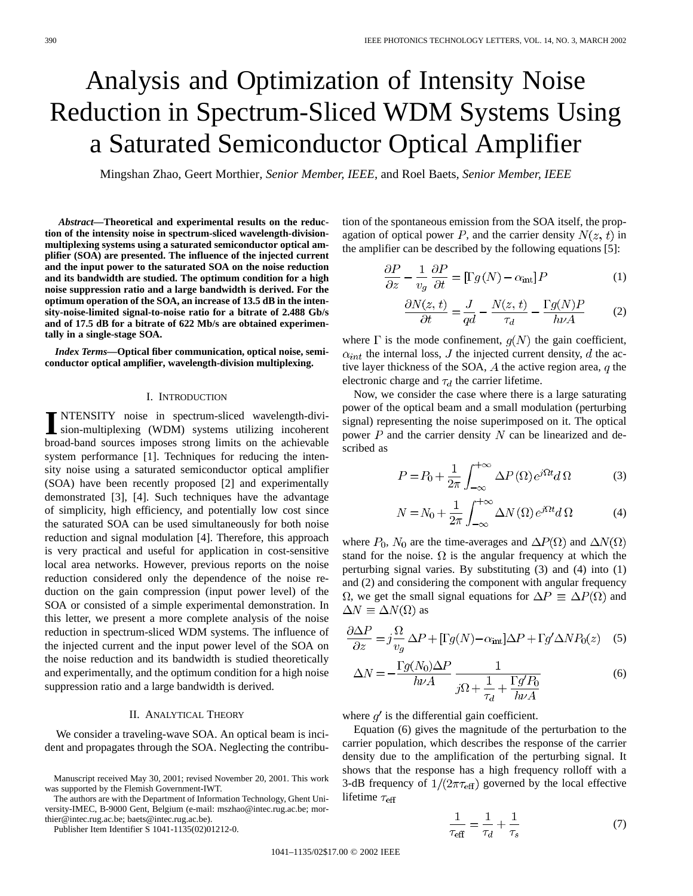# Analysis and Optimization of Intensity Noise Reduction in Spectrum-Sliced WDM Systems Using a Saturated Semiconductor Optical Amplifier

Mingshan Zhao, Geert Morthier, *Senior Member, IEEE*, and Roel Baets, *Senior Member, IEEE*

***Abstract*—Theoretical and experimental results on the reduction of the intensity noise in spectrum-sliced wavelength-division-multiplexing systems using a saturated semiconductor optical amplifier (SOA) are presented. The influence of the injected current and the input power to the saturated SOA on the noise reduction and its bandwidth are studied. The optimum condition for a high noise suppression ratio and a large bandwidth is derived. For the optimum operation of the SOA, an increase of 13.5 dB in the intensity-noise-limited signal-to-noise ratio for a bitrate of 2.488 Gb/s and of 17.5 dB for a bitrate of 622 Mb/s are obtained experimentally in a single-stage SOA.**

***Index Terms*—Optical fiber communication, optical noise, semiconductor optical amplifier, wavelength-division multiplexing.**

## I. Introduction

INTENSITY noise in spectrum-sliced wavelength-division-multiplexing (WDM) systems utilizing incoherent broad-band sources imposes strong limits on the achievable system performance [1]. Techniques for reducing the intensity noise using a saturated semiconductor optical amplifier (SOA) have been recently proposed [2] and experimentally demonstrated [3], [4]. Such techniques have the advantage of simplicity, high efficiency, and potentially low cost since the saturated SOA can be used simultaneously for both noise reduction and signal modulation [4]. Therefore, this approach is very practical and useful for application in cost-sensitive local area networks. However, previous reports on the noise reduction considered only the dependence of the noise reduction on the gain compression (input power level) of the SOA or consisted of a simple experimental demonstration. In this letter, we present a more complete analysis of the noise reduction in spectrum-sliced WDM systems. The influence of the injected current and the input power level of the SOA on the noise reduction and its bandwidth is studied theoretically and experimentally, and the optimum condition for a high noise suppression ratio and a large bandwidth is derived.

## II. Analytical Theory

We consider a traveling-wave SOA. An optical beam is incident and propagates through the SOA. Neglecting the contribution of the spontaneous emission from the SOA itself, the propagation of optical power $P$, and the carrier density $N(z,t)$ in the amplifier can be described by the following equations [5]:

$$\frac{\partial P}{\partial z} - \frac{1}{v_g}\frac{\partial P}{\partial t} = [\Gamma g(N) - \alpha_{\text{int}}]P \tag{1}$$

$$\frac{\partial N(z,t)}{\partial t} = \frac{J}{qd} - \frac{N(z,t)}{\tau_d} - \frac{\Gamma g(N)P}{h\nu A} \tag{2}$$

where $\Gamma$ is the mode confinement, $g(N)$ the gain coefficient, $\alpha_{int}$ the internal loss, $J$ the injected current density, $d$ the active layer thickness of the SOA, $A$ the active region area, $q$ the electronic charge and $\tau_d$ the carrier lifetime.

Now, we consider the case where there is a large saturating power of the optical beam and a small modulation (perturbing signal) representing the noise superimposed on it. The optical power $P$ and the carrier density $N$ can be linearized and described as

$$P = P_0 + \frac{1}{2\pi}\int_{-\infty}^{+\infty} \Delta P(\Omega) e^{j\Omega t} d\Omega \tag{3}$$

$$N = N_0 + \frac{1}{2\pi}\int_{-\infty}^{+\infty} \Delta N(\Omega) e^{j\Omega t} d\Omega \tag{4}$$

where $P_0$, $N_0$ are the time-averages and $\Delta P(\Omega)$ and $\Delta N(\Omega)$ stand for the noise. $\Omega$ is the angular frequency at which the perturbing signal varies. By substituting (3) and (4) into (1) and (2) and considering the component with angular frequency $\Omega$, we get the small signal equations for $\Delta P \equiv \Delta P(\Omega)$ and $\Delta N \equiv \Delta N(\Omega)$ as

$$\frac{\partial \Delta P}{\partial z} = j\frac{\Omega}{v_g}\Delta P + [\Gamma g(N) - \alpha_{\text{int}}]\Delta P + \Gamma g' \Delta N P_0(z) \tag{5}$$

$$\Delta N = -\frac{\Gamma g(N_0)\Delta P}{h\nu A}\frac{1}{j\Omega + \frac{1}{\tau_d} + \frac{\Gamma g' P_0}{h\nu A}} \tag{6}$$

where $g'$ is the differential gain coefficient.

Equation (6) gives the magnitude of the perturbation to the carrier population, which describes the response of the carrier density due to the amplification of the perturbing signal. It shows that the response has a high frequency rolloff with a 3-dB frequency of $1/(2\pi\tau_{\text{eff}})$ governed by the local effective lifetime $\tau_{\text{eff}}$

$$\frac{1}{\tau_{\text{eff}}} = \frac{1}{\tau_d} + \frac{1}{\tau_s} \tag{7}$$

Manuscript received May 30, 2001; revised November 20, 2001. This work was supported by the Flemish Government-IWT.

The authors are with the Department of Information Technology, Ghent University-IMEC, B-9000 Gent, Belgium (e-mail: mszhao@intec.rug.ac.be; morthier@intec.rug.ac.be; baets@intec.rug.ac.be).

Publisher Item Identifier S 1041-1135(02)01212-0.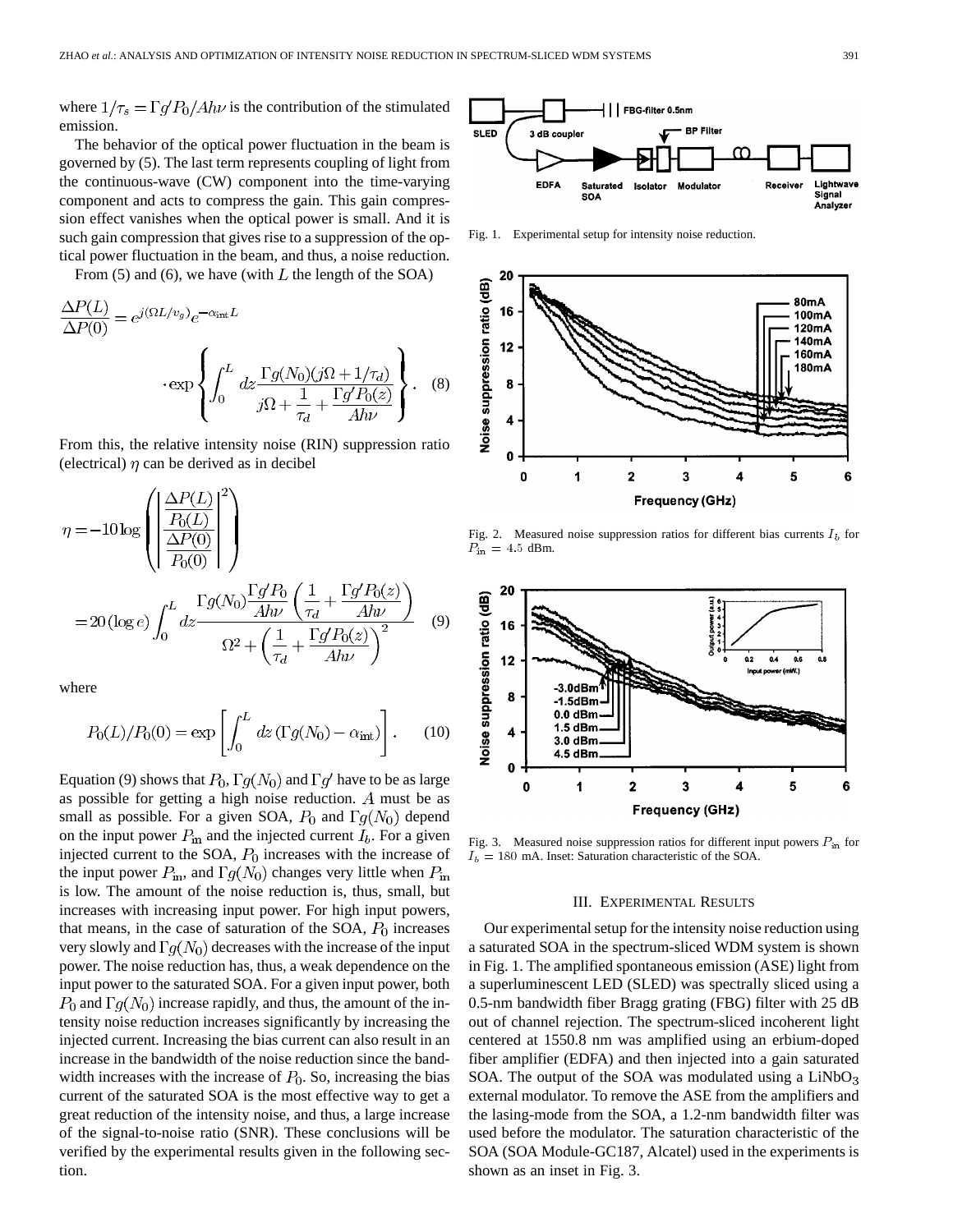where $1/\tau_s = \Gamma g' P_0 / Ah\nu$ is the contribution of the stimulated emission.

The behavior of the optical power fluctuation in the beam is governed by (5). The last term represents coupling of light from the continuous-wave (CW) component into the time-varying component and acts to compress the gain. This gain compression effect vanishes when the optical power is small. And it is such gain compression that gives rise to a suppression of the optical power fluctuation in the beam, and thus, a noise reduction.

From (5) and (6), we have (with $L$ the length of the SOA)

$$\frac{\Delta P(L)}{\Delta P(0)} = e^{j(\Omega L/v_g)} e^{-\alpha_{\text{int}} L} \cdot \exp\left\{ \int_0^L dz \frac{\Gamma g(N_0)(j\Omega + 1/\tau_d)}{j\Omega + \dfrac{1}{\tau_d} + \dfrac{\Gamma g' P_0(z)}{Ah\nu}} \right\}. \quad (8)$$

From this, the relative intensity noise (RIN) suppression ratio (electrical) $\eta$ can be derived as in decibel

$$\eta = -10 \log \left( \left| \frac{\dfrac{\Delta P(L)}{P_0(L)}}{\dfrac{\Delta P(0)}{P_0(0)}} \right|^2 \right)$$

$$= 20(\log e) \int_0^L dz \frac{\Gamma g(N_0) \dfrac{\Gamma g' P_0}{Ah\nu} \left( \dfrac{1}{\tau_d} + \dfrac{\Gamma g' P_0(z)}{Ah\nu} \right)}{\Omega^2 + \left( \dfrac{1}{\tau_d} + \dfrac{\Gamma g' P_0(z)}{Ah\nu} \right)^2} \quad (9)$$

where

$$P_0(L)/P_0(0) = \exp\left[ \int_0^L dz \left( \Gamma g(N_0) - \alpha_{\text{int}} \right) \right]. \quad (10)$$

Equation (9) shows that $P_0, \Gamma g(N_0)$ and $\Gamma g'$ have to be as large as possible for getting a high noise reduction. $A$ must be as small as possible. For a given SOA, $P_0$ and $\Gamma g(N_0)$ depend on the input power $P_{\text{in}}$ and the injected current $I_b$. For a given injected current to the SOA, $P_0$ increases with the increase of the input power $P_{\text{in}}$, and $\Gamma g(N_0)$ changes very little when $P_{\text{in}}$ is low. The amount of the noise reduction is, thus, small, but increases with increasing input power. For high input powers, that means, in the case of saturation of the SOA, $P_0$ increases very slowly and $\Gamma g(N_0)$ decreases with the increase of the input power. The noise reduction has, thus, a weak dependence on the input power to the saturated SOA. For a given input power, both $P_0$ and $\Gamma g(N_0)$ increase rapidly, and thus, the amount of the intensity noise reduction increases significantly by increasing the injected current. Increasing the bias current can also result in an increase in the bandwidth of the noise reduction since the bandwidth increases with the increase of $P_0$. So, increasing the bias current of the saturated SOA is the most effective way to get a great reduction of the intensity noise, and thus, a large increase of the signal-to-noise ratio (SNR). These conclusions will be verified by the experimental results given in the following section.

Fig. 1. Experimental setup for intensity noise reduction.

Fig. 2. Measured noise suppression ratios for different bias currents $I_b$ for $P_{\text{in}} = 4.5$ dBm.

Fig. 3. Measured noise suppression ratios for different input powers $P_{\text{in}}$ for $I_b = 180$ mA. Inset: Saturation characteristic of the SOA.

## III. Experimental Results

Our experimental setup for the intensity noise reduction using a saturated SOA in the spectrum-sliced WDM system is shown in Fig. 1. The amplified spontaneous emission (ASE) light from a superluminescent LED (SLED) was spectrally sliced using a 0.5-nm bandwidth fiber Bragg grating (FBG) filter with 25 dB out of channel rejection. The spectrum-sliced incoherent light centered at 1550.8 nm was amplified using an erbium-doped fiber amplifier (EDFA) and then injected into a gain saturated SOA. The output of the SOA was modulated using a $LiNbO_3$ external modulator. To remove the ASE from the amplifiers and the lasing-mode from the SOA, a 1.2-nm bandwidth filter was used before the modulator. The saturation characteristic of the SOA (SOA Module-GC187, Alcatel) used in the experiments is shown as an inset in Fig. 3.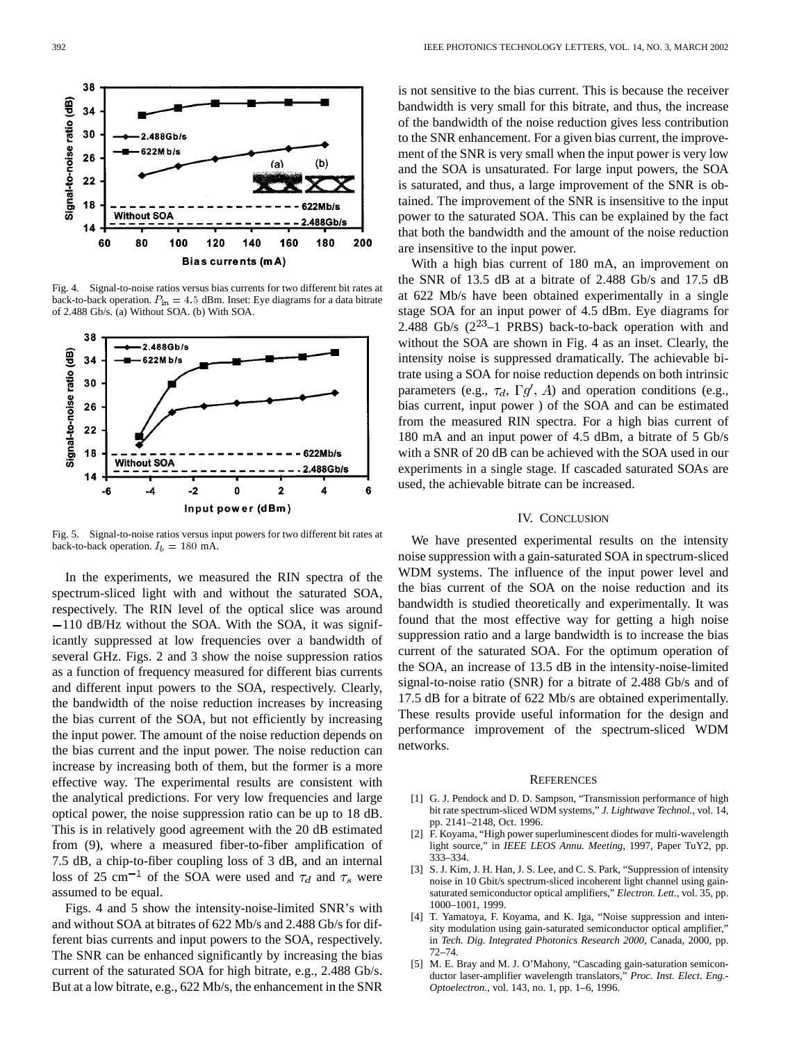38
34
30
26
22
18
14

Signal-to-noise ratio (dB)

2.488Gb/s
622M b/s

(a) (b)

622Mb/s
Without SOA
2.488Gb/s

60 80 100 120 140 160 180 200

Bias currents (mA)

Fig. 4. Signal-to-noise ratios versus bias currents for two different bit rates at back-to-back operation. $P_{in} = 4.5$ dBm. Inset: Eye diagrams for a data bitrate of 2.488 Gb/s. (a) Without SOA. (b) With SOA.

38
34
30
26
22
18
14

Signal-to-noise ratio (dB)

2.488Gb/s
622M b/s

622Mb/s
Without SOA
2.488Gb/s

-6 -4 -2 0 2 4 6

Input power (dBm)

Fig. 5. Signal-to-noise ratios versus input powers for two different bit rates at back-to-back operation. $I_b = 180$ mA.

In the experiments, we measured the RIN spectra of the spectrum-sliced light with and without the saturated SOA, respectively. The RIN level of the optical slice was around $-110$ dB/Hz without the SOA. With the SOA, it was significantly suppressed at low frequencies over a bandwidth of several GHz. Figs. 2 and 3 show the noise suppression ratios as a function of frequency measured for different bias currents and different input powers to the SOA, respectively. Clearly, the bandwidth of the noise reduction increases by increasing the bias current of the SOA, but not efficiently by increasing the input power. The amount of the noise reduction depends on the bias current and the input power. The noise reduction can increase by increasing both of them, but the former is a more effective way. The experimental results are consistent with the analytical predictions. For very low frequencies and large optical power, the noise suppression ratio can be up to 18 dB. This is in relatively good agreement with the 20 dB estimated from (9), where a measured fiber-to-fiber amplification of 7.5 dB, a chip-to-fiber coupling loss of 3 dB, and an internal loss of 25 $\text{cm}^{-1}$ of the SOA were used and $\tau_d$ and $\tau_s$ were assumed to be equal.

Figs. 4 and 5 show the intensity-noise-limited SNR's with and without SOA at bitrates of 622 Mb/s and 2.488 Gb/s for different bias currents and input powers to the SOA, respectively. The SNR can be enhanced significantly by increasing the bias current of the saturated SOA for high bitrate, e.g., 2.488 Gb/s. But at a low bitrate, e.g., 622 Mb/s, the enhancement in the SNR is not sensitive to the bias current. This is because the receiver bandwidth is very small for this bitrate, and thus, the increase of the bandwidth of the noise reduction gives less contribution to the SNR enhancement. For a given bias current, the improvement of the SNR is very small when the input power is very low and the SOA is unsaturated. For large input powers, the SOA is saturated, and thus, a large improvement of the SNR is obtained. The improvement of the SNR is insensitive to the input power to the saturated SOA. This can be explained by the fact that both the bandwidth and the amount of the noise reduction are insensitive to the input power.

With a high bias current of 180 mA, an improvement on the SNR of 13.5 dB at a bitrate of 2.488 Gb/s and 17.5 dB at 622 Mb/s have been obtained experimentally in a single stage SOA for an input power of 4.5 dBm. Eye diagrams for 2.488 Gb/s ($2^{23}$–1 PRBS) back-to-back operation with and without the SOA are shown in Fig. 4 as an inset. Clearly, the intensity noise is suppressed dramatically. The achievable bitrate using a SOA for noise reduction depends on both intrinsic parameters (e.g., $\tau_d$, $\Gamma g'$, $A$) and operation conditions (e.g., bias current, input power ) of the SOA and can be estimated from the measured RIN spectra. For a high bias current of 180 mA and an input power of 4.5 dBm, a bitrate of 5 Gb/s with a SNR of 20 dB can be achieved with the SOA used in our experiments in a single stage. If cascaded saturated SOAs are used, the achievable bitrate can be increased.

## IV. Conclusion

We have presented experimental results on the intensity noise suppression with a gain-saturated SOA in spectrum-sliced WDM systems. The influence of the input power level and the bias current of the SOA on the noise reduction and its bandwidth is studied theoretically and experimentally. It was found that the most effective way for getting a high noise suppression ratio and a large bandwidth is to increase the bias current of the saturated SOA. For the optimum operation of the SOA, an increase of 13.5 dB in the intensity-noise-limited signal-to-noise ratio (SNR) for a bitrate of 2.488 Gb/s and of 17.5 dB for a bitrate of 622 Mb/s are obtained experimentally. These results provide useful information for the design and performance improvement of the spectrum-sliced WDM networks.

## References

[1] G. J. Pendock and D. D. Sampson, "Transmission performance of high bit rate spectrum-sliced WDM systems," *J. Lightwave Technol.*, vol. 14, pp. 2141–2148, Oct. 1996.

[2] F. Koyama, "High power superluminescent diodes for multi-wavelength light source," in *IEEE LEOS Annu. Meeting*, 1997, Paper TuY2, pp. 333–334.

[3] S. J. Kim, J. H. Han, J. S. Lee, and C. S. Park, "Suppression of intensity noise in 10 Gbit/s spectrum-sliced incoherent light channel using gain-saturated semiconductor optical amplifiers," *Electron. Lett.*, vol. 35, pp. 1000–1001, 1999.

[4] T. Yamatoya, F. Koyama, and K. Iga, "Noise suppression and intensity modulation using gain-saturated semiconductor optical amplifier," in *Tech. Dig. Integrated Photonics Research 2000*, Canada, 2000, pp. 72–74.

[5] M. E. Bray and M. J. O'Mahony, "Cascading gain-saturation semiconductor laser-amplifier wavelength translators," *Proc. Inst. Elect. Eng.-Optoelectron.*, vol. 143, no. 1, pp. 1–6, 1996.